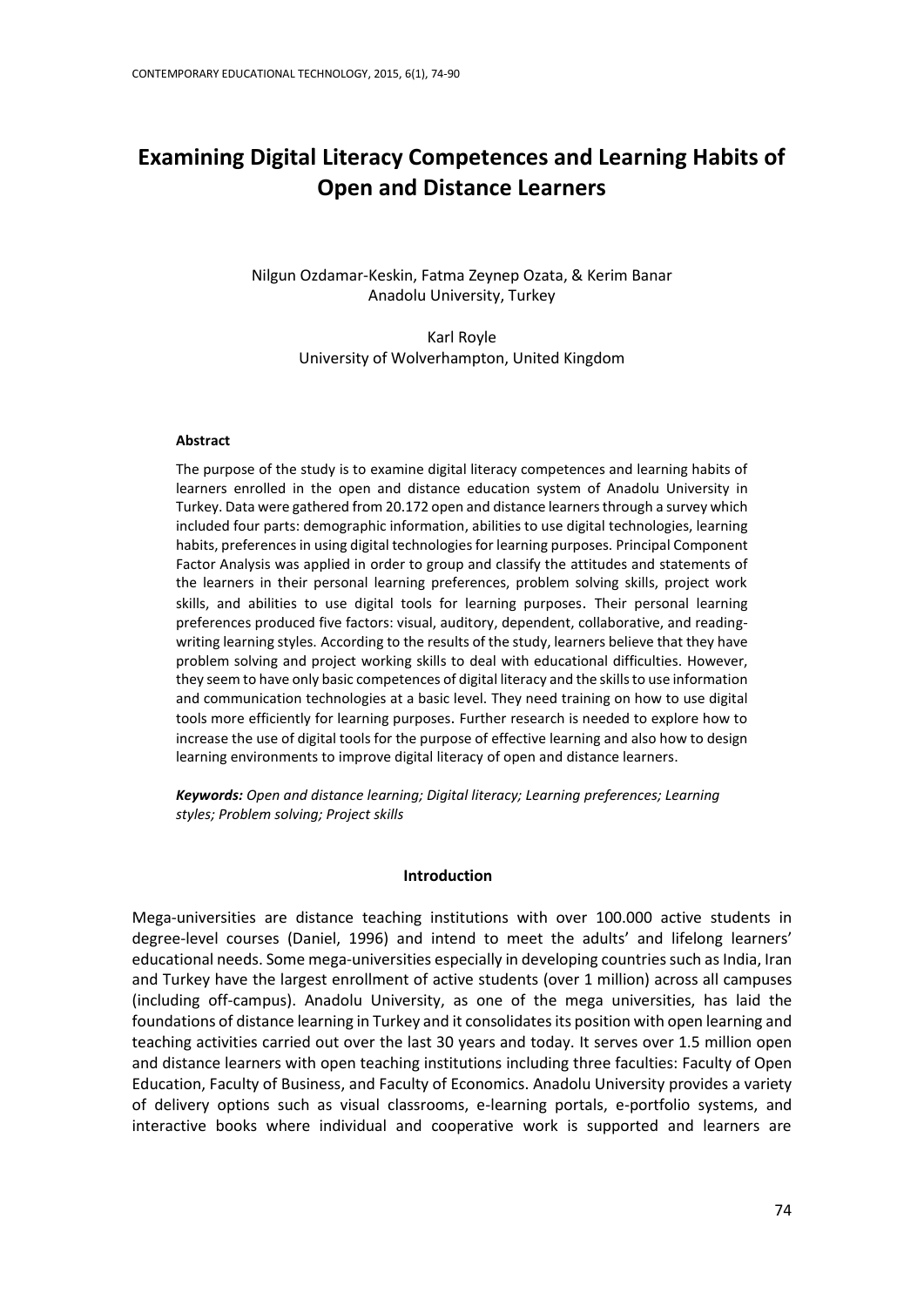# Examining Digital Literacy Competences and Learning Habits of Open and Distance Learners

Nilgun Ozdamar-Keskin, Fatma Zeynep Ozata, & Kerim Banar
Anadolu University, Turkey

Karl Royle
University of Wolverhampton, United Kingdom

### Abstract

The purpose of the study is to examine digital literacy competences and learning habits of learners enrolled in the open and distance education system of Anadolu University in Turkey. Data were gathered from 20.172 open and distance learners through a survey which included four parts: demographic information, abilities to use digital technologies, learning habits, preferences in using digital technologies for learning purposes. Principal Component Factor Analysis was applied in order to group and classify the attitudes and statements of the learners in their personal learning preferences, problem solving skills, project work skills, and abilities to use digital tools for learning purposes. Their personal learning preferences produced five factors: visual, auditory, dependent, collaborative, and reading-writing learning styles. According to the results of the study, learners believe that they have problem solving and project working skills to deal with educational difficulties. However, they seem to have only basic competences of digital literacy and the skills to use information and communication technologies at a basic level. They need training on how to use digital tools more efficiently for learning purposes. Further research is needed to explore how to increase the use of digital tools for the purpose of effective learning and also how to design learning environments to improve digital literacy of open and distance learners.

***Keywords:*** *Open and distance learning; Digital literacy; Learning preferences; Learning styles; Problem solving; Project skills*

## Introduction

Mega-universities are distance teaching institutions with over 100.000 active students in degree-level courses (Daniel, 1996) and intend to meet the adults' and lifelong learners' educational needs. Some mega-universities especially in developing countries such as India, Iran and Turkey have the largest enrollment of active students (over 1 million) across all campuses (including off-campus). Anadolu University, as one of the mega universities, has laid the foundations of distance learning in Turkey and it consolidates its position with open learning and teaching activities carried out over the last 30 years and today. It serves over 1.5 million open and distance learners with open teaching institutions including three faculties: Faculty of Open Education, Faculty of Business, and Faculty of Economics. Anadolu University provides a variety of delivery options such as visual classrooms, e-learning portals, e-portfolio systems, and interactive books where individual and cooperative work is supported and learners are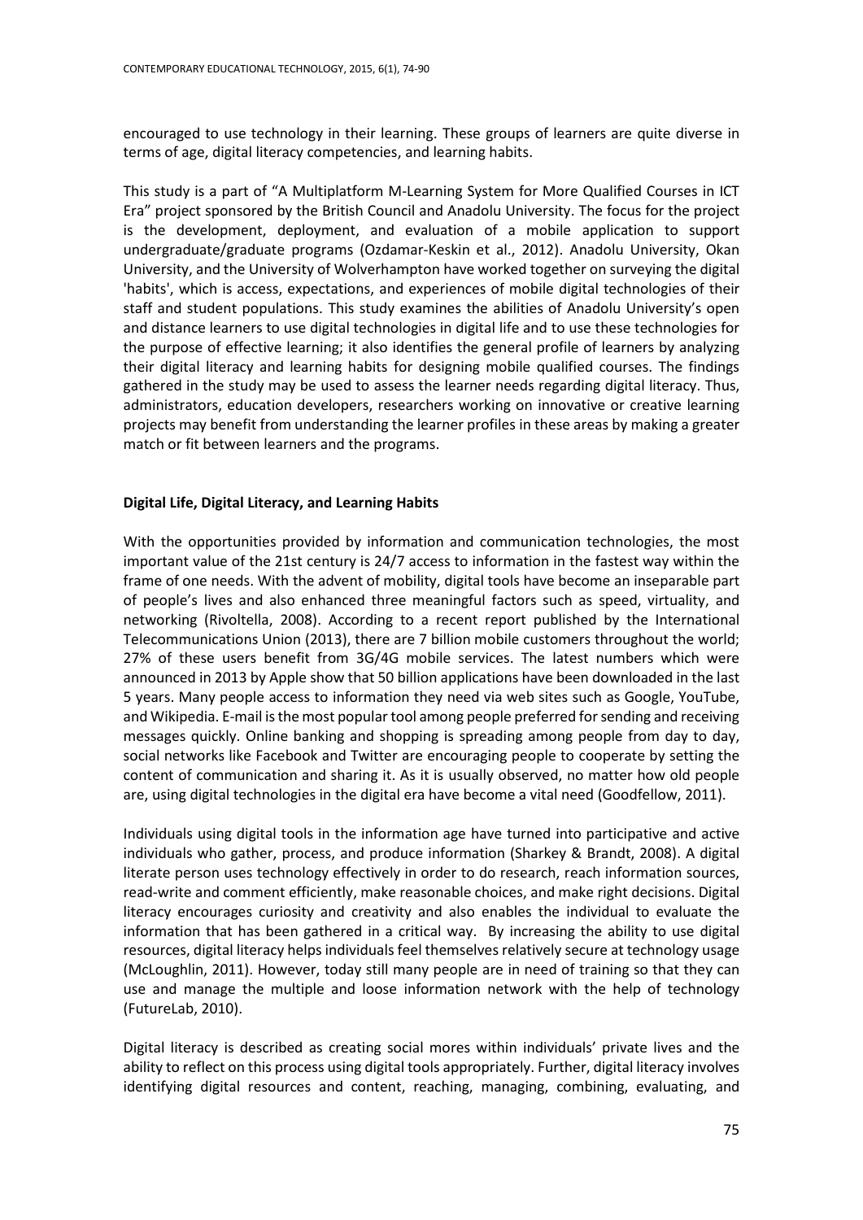encouraged to use technology in their learning. These groups of learners are quite diverse in terms of age, digital literacy competencies, and learning habits.

This study is a part of "A Multiplatform M-Learning System for More Qualified Courses in ICT Era" project sponsored by the British Council and Anadolu University. The focus for the project is the development, deployment, and evaluation of a mobile application to support undergraduate/graduate programs (Ozdamar-Keskin et al., 2012). Anadolu University, Okan University, and the University of Wolverhampton have worked together on surveying the digital 'habits', which is access, expectations, and experiences of mobile digital technologies of their staff and student populations. This study examines the abilities of Anadolu University's open and distance learners to use digital technologies in digital life and to use these technologies for the purpose of effective learning; it also identifies the general profile of learners by analyzing their digital literacy and learning habits for designing mobile qualified courses. The findings gathered in the study may be used to assess the learner needs regarding digital literacy. Thus, administrators, education developers, researchers working on innovative or creative learning projects may benefit from understanding the learner profiles in these areas by making a greater match or fit between learners and the programs.

## Digital Life, Digital Literacy, and Learning Habits

With the opportunities provided by information and communication technologies, the most important value of the 21st century is 24/7 access to information in the fastest way within the frame of one needs. With the advent of mobility, digital tools have become an inseparable part of people's lives and also enhanced three meaningful factors such as speed, virtuality, and networking (Rivoltella, 2008). According to a recent report published by the International Telecommunications Union (2013), there are 7 billion mobile customers throughout the world; 27% of these users benefit from 3G/4G mobile services. The latest numbers which were announced in 2013 by Apple show that 50 billion applications have been downloaded in the last 5 years. Many people access to information they need via web sites such as Google, YouTube, and Wikipedia. E-mail is the most popular tool among people preferred for sending and receiving messages quickly. Online banking and shopping is spreading among people from day to day, social networks like Facebook and Twitter are encouraging people to cooperate by setting the content of communication and sharing it. As it is usually observed, no matter how old people are, using digital technologies in the digital era have become a vital need (Goodfellow, 2011).

Individuals using digital tools in the information age have turned into participative and active individuals who gather, process, and produce information (Sharkey & Brandt, 2008). A digital literate person uses technology effectively in order to do research, reach information sources, read-write and comment efficiently, make reasonable choices, and make right decisions. Digital literacy encourages curiosity and creativity and also enables the individual to evaluate the information that has been gathered in a critical way. By increasing the ability to use digital resources, digital literacy helps individuals feel themselves relatively secure at technology usage (McLoughlin, 2011). However, today still many people are in need of training so that they can use and manage the multiple and loose information network with the help of technology (FutureLab, 2010).

Digital literacy is described as creating social mores within individuals' private lives and the ability to reflect on this process using digital tools appropriately. Further, digital literacy involves identifying digital resources and content, reaching, managing, combining, evaluating, and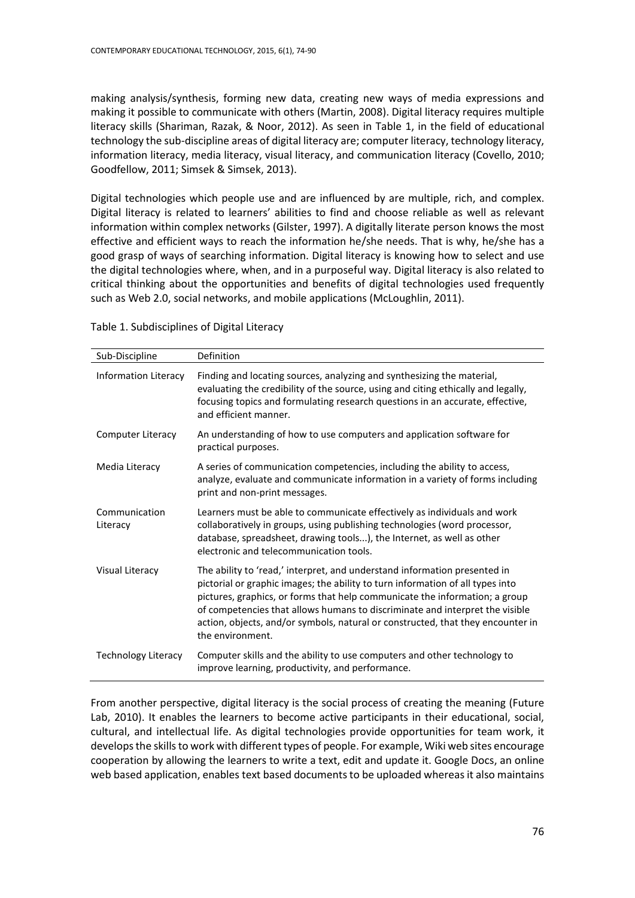making analysis/synthesis, forming new data, creating new ways of media expressions and making it possible to communicate with others (Martin, 2008). Digital literacy requires multiple literacy skills (Shariman, Razak, & Noor, 2012). As seen in Table 1, in the field of educational technology the sub-discipline areas of digital literacy are; computer literacy, technology literacy, information literacy, media literacy, visual literacy, and communication literacy (Covello, 2010; Goodfellow, 2011; Simsek & Simsek, 2013).

Digital technologies which people use and are influenced by are multiple, rich, and complex. Digital literacy is related to learners' abilities to find and choose reliable as well as relevant information within complex networks (Gilster, 1997). A digitally literate person knows the most effective and efficient ways to reach the information he/she needs. That is why, he/she has a good grasp of ways of searching information. Digital literacy is knowing how to select and use the digital technologies where, when, and in a purposeful way. Digital literacy is also related to critical thinking about the opportunities and benefits of digital technologies used frequently such as Web 2.0, social networks, and mobile applications (McLoughlin, 2011).

Table 1. Subdisciplines of Digital Literacy

| Sub-Discipline | Definition |
|---|---|
| Information Literacy | Finding and locating sources, analyzing and synthesizing the material, evaluating the credibility of the source, using and citing ethically and legally, focusing topics and formulating research questions in an accurate, effective, and efficient manner. |
| Computer Literacy | An understanding of how to use computers and application software for practical purposes. |
| Media Literacy | A series of communication competencies, including the ability to access, analyze, evaluate and communicate information in a variety of forms including print and non-print messages. |
| Communication Literacy | Learners must be able to communicate effectively as individuals and work collaboratively in groups, using publishing technologies (word processor, database, spreadsheet, drawing tools...), the Internet, as well as other electronic and telecommunication tools. |
| Visual Literacy | The ability to 'read,' interpret, and understand information presented in pictorial or graphic images; the ability to turn information of all types into pictures, graphics, or forms that help communicate the information; a group of competencies that allows humans to discriminate and interpret the visible action, objects, and/or symbols, natural or constructed, that they encounter in the environment. |
| Technology Literacy | Computer skills and the ability to use computers and other technology to improve learning, productivity, and performance. |

From another perspective, digital literacy is the social process of creating the meaning (Future Lab, 2010). It enables the learners to become active participants in their educational, social, cultural, and intellectual life. As digital technologies provide opportunities for team work, it develops the skills to work with different types of people. For example, Wiki web sites encourage cooperation by allowing the learners to write a text, edit and update it. Google Docs, an online web based application, enables text based documents to be uploaded whereas it also maintains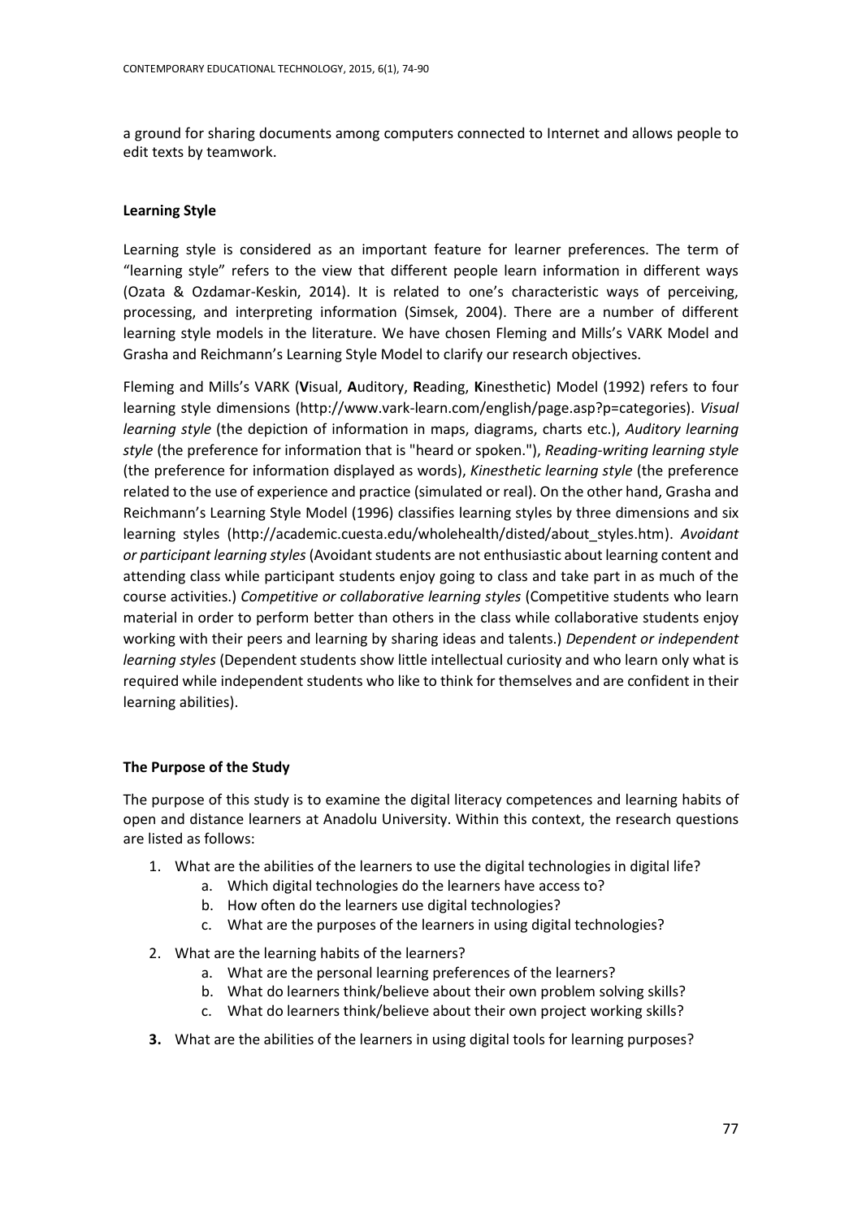a ground for sharing documents among computers connected to Internet and allows people to edit texts by teamwork.

### Learning Style

Learning style is considered as an important feature for learner preferences. The term of "learning style" refers to the view that different people learn information in different ways (Ozata & Ozdamar-Keskin, 2014). It is related to one's characteristic ways of perceiving, processing, and interpreting information (Simsek, 2004). There are a number of different learning style models in the literature. We have chosen Fleming and Mills's VARK Model and Grasha and Reichmann's Learning Style Model to clarify our research objectives.

Fleming and Mills's VARK (**V**isual, **A**uditory, **R**eading, **K**inesthetic) Model (1992) refers to four learning style dimensions (http://www.vark-learn.com/english/page.asp?p=categories). *Visual learning style* (the depiction of information in maps, diagrams, charts etc.), *Auditory learning style* (the preference for information that is "heard or spoken."), *Reading-writing learning style* (the preference for information displayed as words), *Kinesthetic learning style* (the preference related to the use of experience and practice (simulated or real). On the other hand, Grasha and Reichmann's Learning Style Model (1996) classifies learning styles by three dimensions and six learning styles (http://academic.cuesta.edu/wholehealth/disted/about_styles.htm). *Avoidant or participant learning styles* (Avoidant students are not enthusiastic about learning content and attending class while participant students enjoy going to class and take part in as much of the course activities.) *Competitive or collaborative learning styles* (Competitive students who learn material in order to perform better than others in the class while collaborative students enjoy working with their peers and learning by sharing ideas and talents.) *Dependent or independent learning styles* (Dependent students show little intellectual curiosity and who learn only what is required while independent students who like to think for themselves and are confident in their learning abilities).

### The Purpose of the Study

The purpose of this study is to examine the digital literacy competences and learning habits of open and distance learners at Anadolu University. Within this context, the research questions are listed as follows:

1. What are the abilities of the learners to use the digital technologies in digital life?
   a. Which digital technologies do the learners have access to?
   b. How often do the learners use digital technologies?
   c. What are the purposes of the learners in using digital technologies?
2. What are the learning habits of the learners?
   a. What are the personal learning preferences of the learners?
   b. What do learners think/believe about their own problem solving skills?
   c. What do learners think/believe about their own project working skills?
3. What are the abilities of the learners in using digital tools for learning purposes?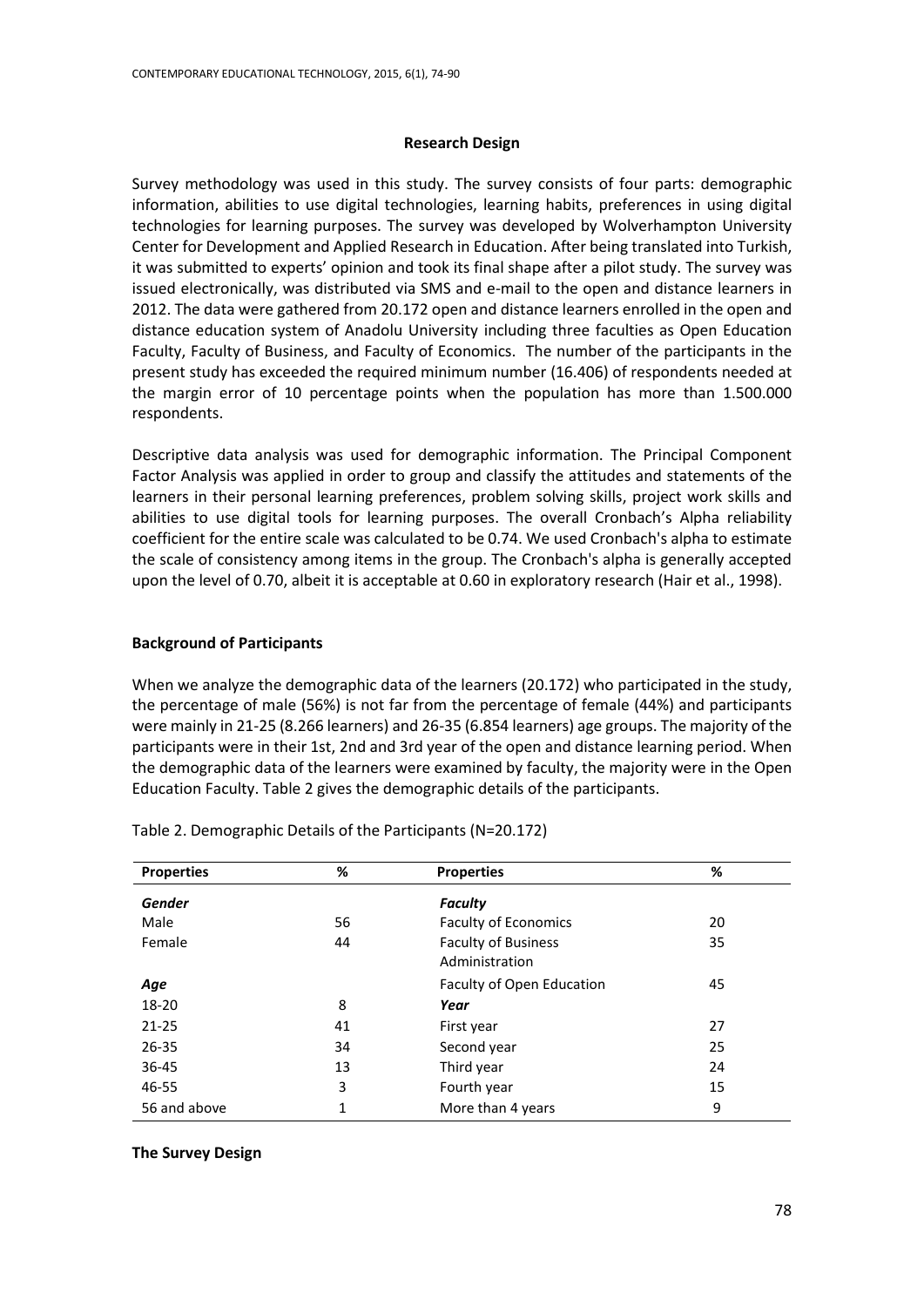#### Research Design

Survey methodology was used in this study. The survey consists of four parts: demographic information, abilities to use digital technologies, learning habits, preferences in using digital technologies for learning purposes. The survey was developed by Wolverhampton University Center for Development and Applied Research in Education. After being translated into Turkish, it was submitted to experts' opinion and took its final shape after a pilot study. The survey was issued electronically, was distributed via SMS and e-mail to the open and distance learners in 2012. The data were gathered from 20.172 open and distance learners enrolled in the open and distance education system of Anadolu University including three faculties as Open Education Faculty, Faculty of Business, and Faculty of Economics. The number of the participants in the present study has exceeded the required minimum number (16.406) of respondents needed at the margin error of 10 percentage points when the population has more than 1.500.000 respondents.

Descriptive data analysis was used for demographic information. The Principal Component Factor Analysis was applied in order to group and classify the attitudes and statements of the learners in their personal learning preferences, problem solving skills, project work skills and abilities to use digital tools for learning purposes. The overall Cronbach's Alpha reliability coefficient for the entire scale was calculated to be 0.74. We used Cronbach's alpha to estimate the scale of consistency among items in the group. The Cronbach's alpha is generally accepted upon the level of 0.70, albeit it is acceptable at 0.60 in exploratory research (Hair et al., 1998).

#### Background of Participants

When we analyze the demographic data of the learners (20.172) who participated in the study, the percentage of male (56%) is not far from the percentage of female (44%) and participants were mainly in 21-25 (8.266 learners) and 26-35 (6.854 learners) age groups. The majority of the participants were in their 1st, 2nd and 3rd year of the open and distance learning period. When the demographic data of the learners were examined by faculty, the majority were in the Open Education Faculty. Table 2 gives the demographic details of the participants.

Table 2. Demographic Details of the Participants (N=20.172)

| Properties | % | Properties | % |
|---|---|---|---|
| ***Gender*** | | ***Faculty*** | |
| Male | 56 | Faculty of Economics | 20 |
| Female | 44 | Faculty of Business Administration | 35 |
| ***Age*** | | Faculty of Open Education | 45 |
| 18-20 | 8 | ***Year*** | |
| 21-25 | 41 | First year | 27 |
| 26-35 | 34 | Second year | 25 |
| 36-45 | 13 | Third year | 24 |
| 46-55 | 3 | Fourth year | 15 |
| 56 and above | 1 | More than 4 years | 9 |

#### The Survey Design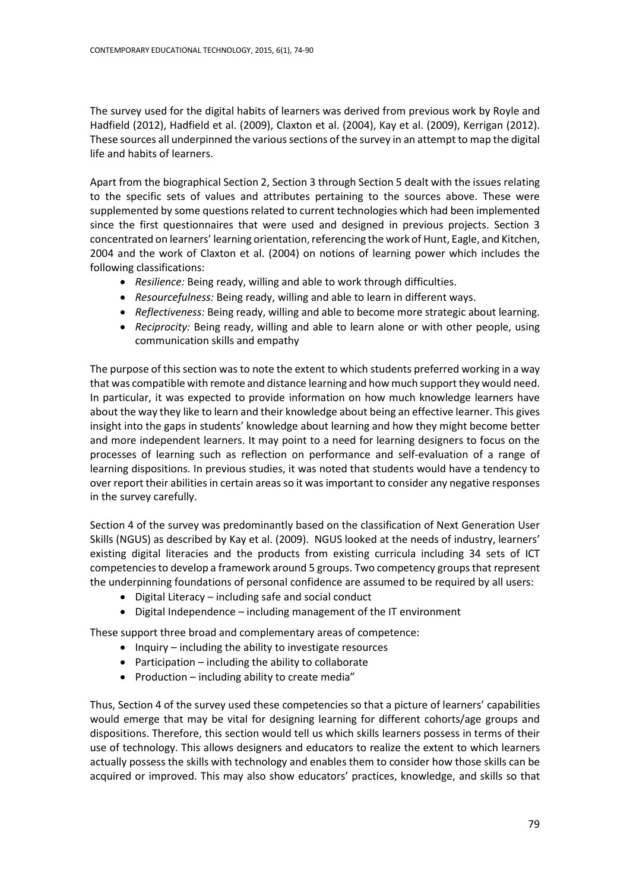The survey used for the digital habits of learners was derived from previous work by Royle and Hadfield (2012), Hadfield et al. (2009), Claxton et al. (2004), Kay et al. (2009), Kerrigan (2012). These sources all underpinned the various sections of the survey in an attempt to map the digital life and habits of learners.

Apart from the biographical Section 2, Section 3 through Section 5 dealt with the issues relating to the specific sets of values and attributes pertaining to the sources above. These were supplemented by some questions related to current technologies which had been implemented since the first questionnaires that were used and designed in previous projects. Section 3 concentrated on learners' learning orientation, referencing the work of Hunt, Eagle, and Kitchen, 2004 and the work of Claxton et al. (2004) on notions of learning power which includes the following classifications:

- *Resilience:* Being ready, willing and able to work through difficulties.
- *Resourcefulness:* Being ready, willing and able to learn in different ways.
- *Reflectiveness:* Being ready, willing and able to become more strategic about learning.
- *Reciprocity:* Being ready, willing and able to learn alone or with other people, using communication skills and empathy

The purpose of this section was to note the extent to which students preferred working in a way that was compatible with remote and distance learning and how much support they would need. In particular, it was expected to provide information on how much knowledge learners have about the way they like to learn and their knowledge about being an effective learner. This gives insight into the gaps in students' knowledge about learning and how they might become better and more independent learners. It may point to a need for learning designers to focus on the processes of learning such as reflection on performance and self-evaluation of a range of learning dispositions. In previous studies, it was noted that students would have a tendency to over report their abilities in certain areas so it was important to consider any negative responses in the survey carefully.

Section 4 of the survey was predominantly based on the classification of Next Generation User Skills (NGUS) as described by Kay et al. (2009). NGUS looked at the needs of industry, learners' existing digital literacies and the products from existing curricula including 34 sets of ICT competencies to develop a framework around 5 groups. Two competency groups that represent the underpinning foundations of personal confidence are assumed to be required by all users:

- Digital Literacy – including safe and social conduct
- Digital Independence – including management of the IT environment

These support three broad and complementary areas of competence:

- Inquiry – including the ability to investigate resources
- Participation – including the ability to collaborate
- Production – including ability to create media"

Thus, Section 4 of the survey used these competencies so that a picture of learners' capabilities would emerge that may be vital for designing learning for different cohorts/age groups and dispositions. Therefore, this section would tell us which skills learners possess in terms of their use of technology. This allows designers and educators to realize the extent to which learners actually possess the skills with technology and enables them to consider how those skills can be acquired or improved. This may also show educators' practices, knowledge, and skills so that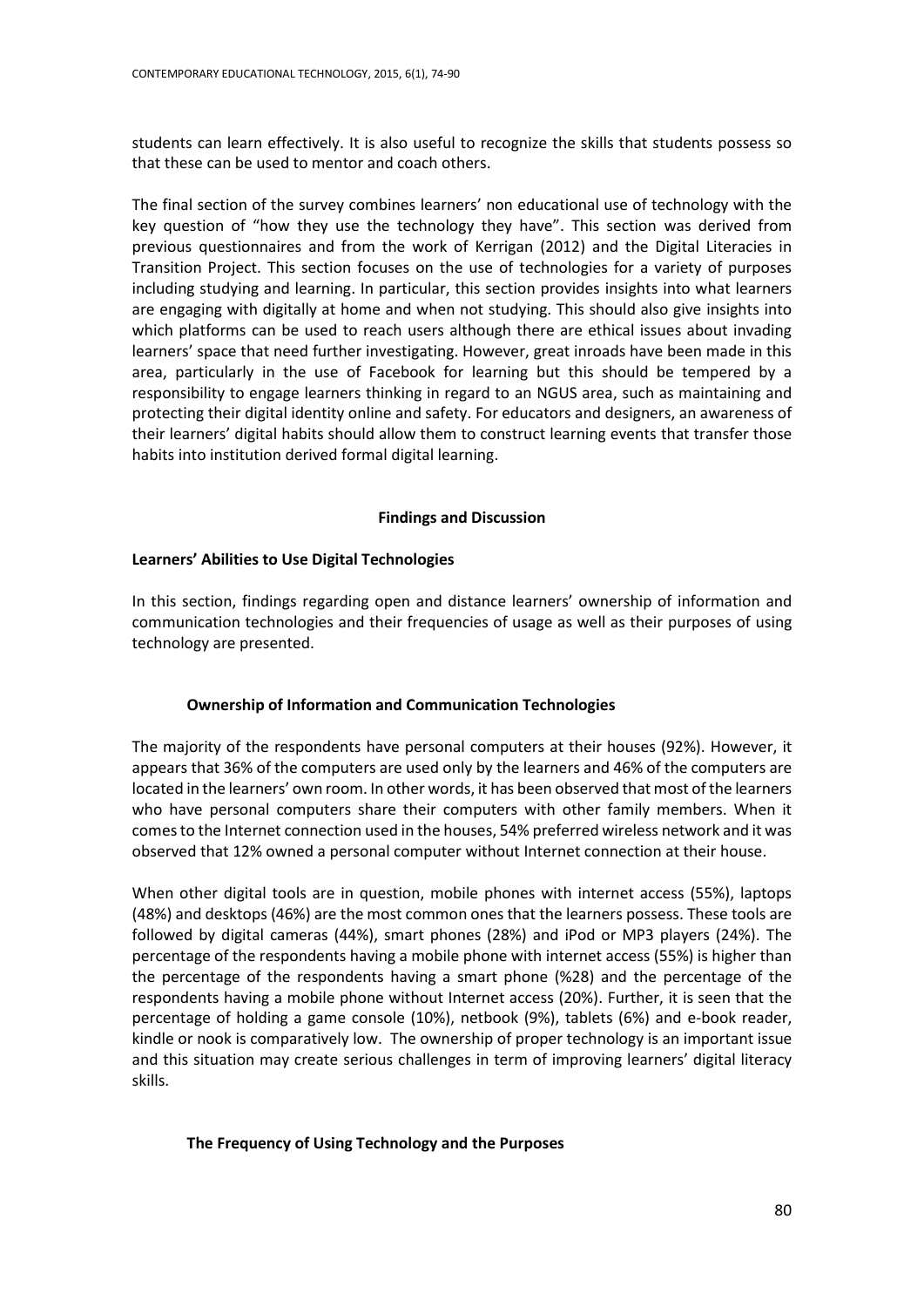students can learn effectively. It is also useful to recognize the skills that students possess so that these can be used to mentor and coach others.

The final section of the survey combines learners' non educational use of technology with the key question of "how they use the technology they have". This section was derived from previous questionnaires and from the work of Kerrigan (2012) and the Digital Literacies in Transition Project. This section focuses on the use of technologies for a variety of purposes including studying and learning. In particular, this section provides insights into what learners are engaging with digitally at home and when not studying. This should also give insights into which platforms can be used to reach users although there are ethical issues about invading learners' space that need further investigating. However, great inroads have been made in this area, particularly in the use of Facebook for learning but this should be tempered by a responsibility to engage learners thinking in regard to an NGUS area, such as maintaining and protecting their digital identity online and safety. For educators and designers, an awareness of their learners' digital habits should allow them to construct learning events that transfer those habits into institution derived formal digital learning.

## Findings and Discussion

### Learners' Abilities to Use Digital Technologies

In this section, findings regarding open and distance learners' ownership of information and communication technologies and their frequencies of usage as well as their purposes of using technology are presented.

#### Ownership of Information and Communication Technologies

The majority of the respondents have personal computers at their houses (92%). However, it appears that 36% of the computers are used only by the learners and 46% of the computers are located in the learners' own room. In other words, it has been observed that most of the learners who have personal computers share their computers with other family members. When it comes to the Internet connection used in the houses, 54% preferred wireless network and it was observed that 12% owned a personal computer without Internet connection at their house.

When other digital tools are in question, mobile phones with internet access (55%), laptops (48%) and desktops (46%) are the most common ones that the learners possess. These tools are followed by digital cameras (44%), smart phones (28%) and iPod or MP3 players (24%). The percentage of the respondents having a mobile phone with internet access (55%) is higher than the percentage of the respondents having a smart phone (%28) and the percentage of the respondents having a mobile phone without Internet access (20%). Further, it is seen that the percentage of holding a game console (10%), netbook (9%), tablets (6%) and e-book reader, kindle or nook is comparatively low. The ownership of proper technology is an important issue and this situation may create serious challenges in term of improving learners' digital literacy skills.

#### The Frequency of Using Technology and the Purposes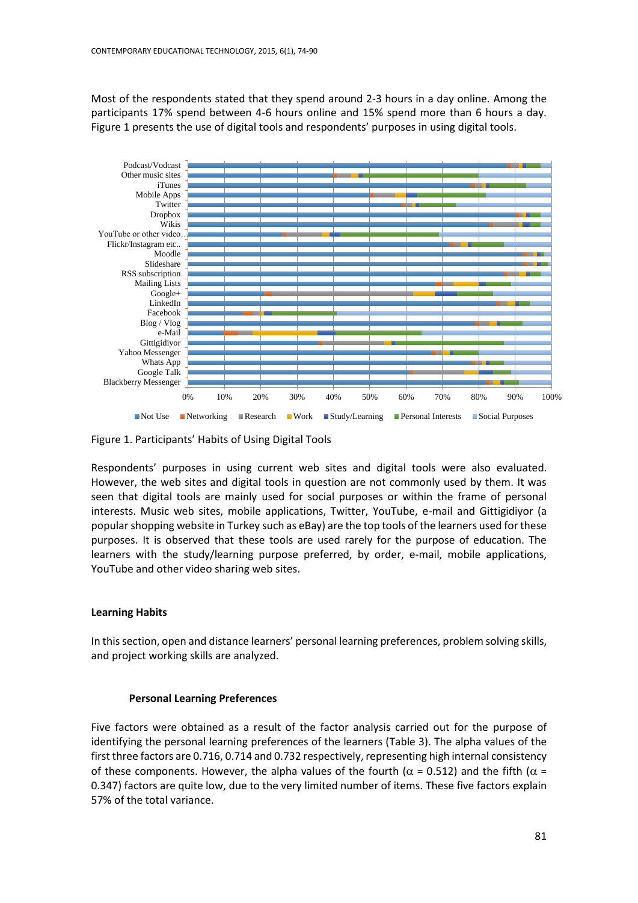Most of the respondents stated that they spend around 2-3 hours in a day online. Among the participants 17% spend between 4-6 hours online and 15% spend more than 6 hours a day. Figure 1 presents the use of digital tools and respondents' purposes in using digital tools.

Figure 1. Participants' Habits of Using Digital Tools

Respondents' purposes in using current web sites and digital tools were also evaluated. However, the web sites and digital tools in question are not commonly used by them. It was seen that digital tools are mainly used for social purposes or within the frame of personal interests. Music web sites, mobile applications, Twitter, YouTube, e-mail and Gittigidiyor (a popular shopping website in Turkey such as eBay) are the top tools of the learners used for these purposes. It is observed that these tools are used rarely for the purpose of education. The learners with the study/learning purpose preferred, by order, e-mail, mobile applications, YouTube and other video sharing web sites.

### Learning Habits

In this section, open and distance learners' personal learning preferences, problem solving skills, and project working skills are analyzed.

#### Personal Learning Preferences

Five factors were obtained as a result of the factor analysis carried out for the purpose of identifying the personal learning preferences of the learners (Table 3). The alpha values of the first three factors are 0.716, 0.714 and 0.732 respectively, representing high internal consistency of these components. However, the alpha values of the fourth ($\alpha$ = 0.512) and the fifth ($\alpha$ = 0.347) factors are quite low, due to the very limited number of items. These five factors explain 57% of the total variance.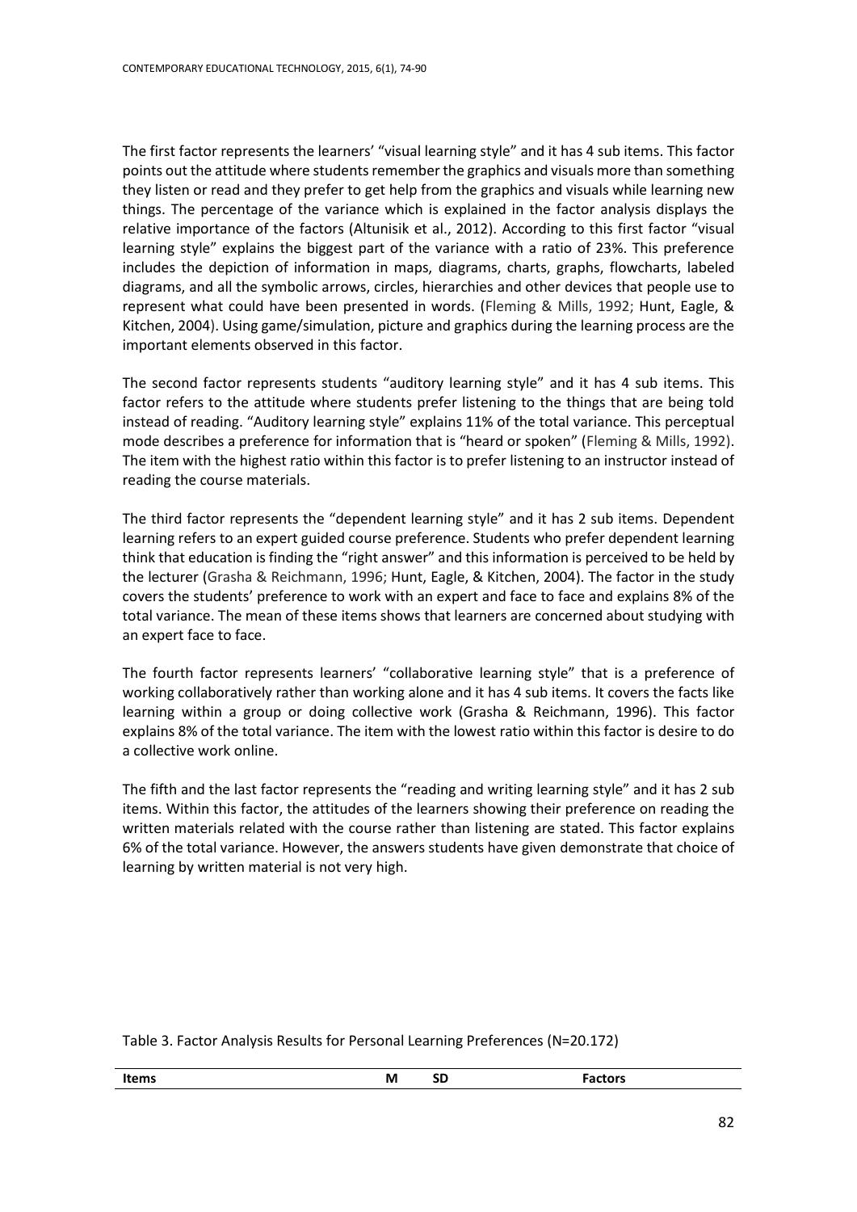The first factor represents the learners' "visual learning style" and it has 4 sub items. This factor points out the attitude where students remember the graphics and visuals more than something they listen or read and they prefer to get help from the graphics and visuals while learning new things. The percentage of the variance which is explained in the factor analysis displays the relative importance of the factors (Altunisik et al., 2012). According to this first factor "visual learning style" explains the biggest part of the variance with a ratio of 23%. This preference includes the depiction of information in maps, diagrams, charts, graphs, flowcharts, labeled diagrams, and all the symbolic arrows, circles, hierarchies and other devices that people use to represent what could have been presented in words. (Fleming & Mills, 1992; Hunt, Eagle, & Kitchen, 2004). Using game/simulation, picture and graphics during the learning process are the important elements observed in this factor.

The second factor represents students "auditory learning style" and it has 4 sub items. This factor refers to the attitude where students prefer listening to the things that are being told instead of reading. "Auditory learning style" explains 11% of the total variance. This perceptual mode describes a preference for information that is "heard or spoken" (Fleming & Mills, 1992). The item with the highest ratio within this factor is to prefer listening to an instructor instead of reading the course materials.

The third factor represents the "dependent learning style" and it has 2 sub items. Dependent learning refers to an expert guided course preference. Students who prefer dependent learning think that education is finding the "right answer" and this information is perceived to be held by the lecturer (Grasha & Reichmann, 1996; Hunt, Eagle, & Kitchen, 2004). The factor in the study covers the students' preference to work with an expert and face to face and explains 8% of the total variance. The mean of these items shows that learners are concerned about studying with an expert face to face.

The fourth factor represents learners' "collaborative learning style" that is a preference of working collaboratively rather than working alone and it has 4 sub items. It covers the facts like learning within a group or doing collective work (Grasha & Reichmann, 1996). This factor explains 8% of the total variance. The item with the lowest ratio within this factor is desire to do a collective work online.

The fifth and the last factor represents the "reading and writing learning style" and it has 2 sub items. Within this factor, the attitudes of the learners showing their preference on reading the written materials related with the course rather than listening are stated. This factor explains 6% of the total variance. However, the answers students have given demonstrate that choice of learning by written material is not very high.

Table 3. Factor Analysis Results for Personal Learning Preferences (N=20.172)

| Items | M | SD | Factors |
|---|---|---|---|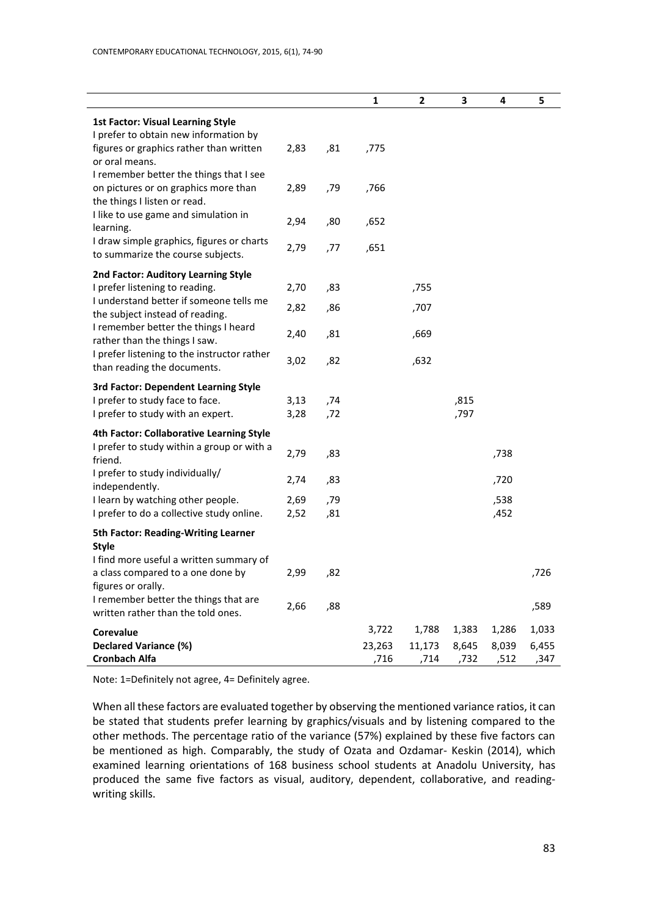| | | | 1 | 2 | 3 | 4 | 5 |
|---|---|---|---|---|---|---|---|
| **1st Factor: Visual Learning Style** | | | | | | | |
| I prefer to obtain new information by figures or graphics rather than written or oral means. | 2,83 | ,81 | ,775 | | | | |
| I remember better the things that I see on pictures or on graphics more than the things I listen or read. | 2,89 | ,79 | ,766 | | | | |
| I like to use game and simulation in learning. | 2,94 | ,80 | ,652 | | | | |
| I draw simple graphics, figures or charts to summarize the course subjects. | 2,79 | ,77 | ,651 | | | | |
| **2nd Factor: Auditory Learning Style** | | | | | | | |
| I prefer listening to reading. | 2,70 | ,83 | | ,755 | | | |
| I understand better if someone tells me the subject instead of reading. | 2,82 | ,86 | | ,707 | | | |
| I remember better the things I heard rather than the things I saw. | 2,40 | ,81 | | ,669 | | | |
| I prefer listening to the instructor rather than reading the documents. | 3,02 | ,82 | | ,632 | | | |
| **3rd Factor: Dependent Learning Style** | | | | | | | |
| I prefer to study face to face. | 3,13 | ,74 | | | ,815 | | |
| I prefer to study with an expert. | 3,28 | ,72 | | | ,797 | | |
| **4th Factor: Collaborative Learning Style** | | | | | | | |
| I prefer to study within a group or with a friend. | 2,79 | ,83 | | | | ,738 | |
| I prefer to study individually/ independently. | 2,74 | ,83 | | | | ,720 | |
| I learn by watching other people. | 2,69 | ,79 | | | | ,538 | |
| I prefer to do a collective study online. | 2,52 | ,81 | | | | ,452 | |
| **5th Factor: Reading-Writing Learner Style** | | | | | | | |
| I find more useful a written summary of a class compared to a one done by figures or orally. | 2,99 | ,82 | | | | | ,726 |
| I remember better the things that are written rather than the told ones. | 2,66 | ,88 | | | | | ,589 |
| **Corevalue** | | | 3,722 | 1,788 | 1,383 | 1,286 | 1,033 |
| **Declared Variance (%)** | | | 23,263 | 11,173 | 8,645 | 8,039 | 6,455 |
| **Cronbach Alfa** | | | ,716 | ,714 | ,732 | ,512 | ,347 |

Note: 1=Definitely not agree, 4= Definitely agree.

When all these factors are evaluated together by observing the mentioned variance ratios, it can be stated that students prefer learning by graphics/visuals and by listening compared to the other methods. The percentage ratio of the variance (57%) explained by these five factors can be mentioned as high. Comparably, the study of Ozata and Ozdamar- Keskin (2014), which examined learning orientations of 168 business school students at Anadolu University, has produced the same five factors as visual, auditory, dependent, collaborative, and reading-writing skills.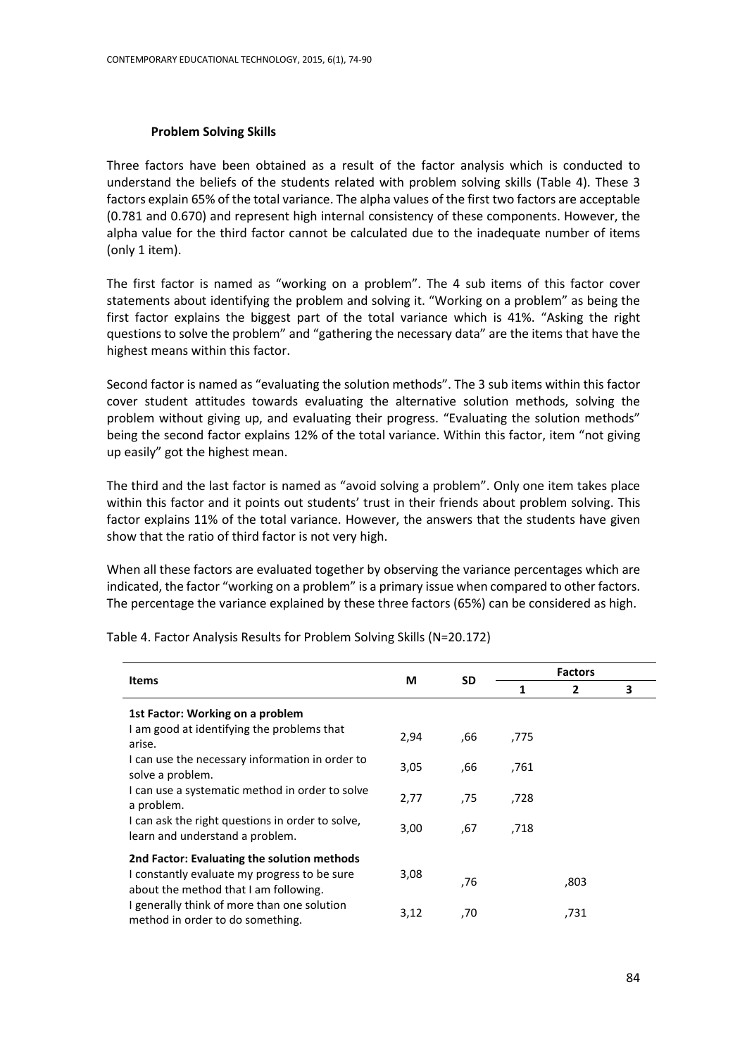### Problem Solving Skills

Three factors have been obtained as a result of the factor analysis which is conducted to understand the beliefs of the students related with problem solving skills (Table 4). These 3 factors explain 65% of the total variance. The alpha values of the first two factors are acceptable (0.781 and 0.670) and represent high internal consistency of these components. However, the alpha value for the third factor cannot be calculated due to the inadequate number of items (only 1 item).

The first factor is named as "working on a problem". The 4 sub items of this factor cover statements about identifying the problem and solving it. "Working on a problem" as being the first factor explains the biggest part of the total variance which is 41%. "Asking the right questions to solve the problem" and "gathering the necessary data" are the items that have the highest means within this factor.

Second factor is named as "evaluating the solution methods". The 3 sub items within this factor cover student attitudes towards evaluating the alternative solution methods, solving the problem without giving up, and evaluating their progress. "Evaluating the solution methods" being the second factor explains 12% of the total variance. Within this factor, item "not giving up easily" got the highest mean.

The third and the last factor is named as "avoid solving a problem". Only one item takes place within this factor and it points out students' trust in their friends about problem solving. This factor explains 11% of the total variance. However, the answers that the students have given show that the ratio of third factor is not very high.

When all these factors are evaluated together by observing the variance percentages which are indicated, the factor "working on a problem" is a primary issue when compared to other factors. The percentage the variance explained by these three factors (65%) can be considered as high.

Table 4. Factor Analysis Results for Problem Solving Skills (N=20.172)

| Items | M | SD | Factors | | |
|---|---|---|---|---|---|
| | | | 1 | 2 | 3 |
| **1st Factor: Working on a problem** | | | | | |
| I am good at identifying the problems that arise. | 2,94 | ,66 | ,775 | | |
| I can use the necessary information in order to solve a problem. | 3,05 | ,66 | ,761 | | |
| I can use a systematic method in order to solve a problem. | 2,77 | ,75 | ,728 | | |
| I can ask the right questions in order to solve, learn and understand a problem. | 3,00 | ,67 | ,718 | | |
| **2nd Factor: Evaluating the solution methods** | | | | | |
| I constantly evaluate my progress to be sure about the method that I am following. | 3,08 | ,76 | | ,803 | |
| I generally think of more than one solution method in order to do something. | 3,12 | ,70 | | ,731 | |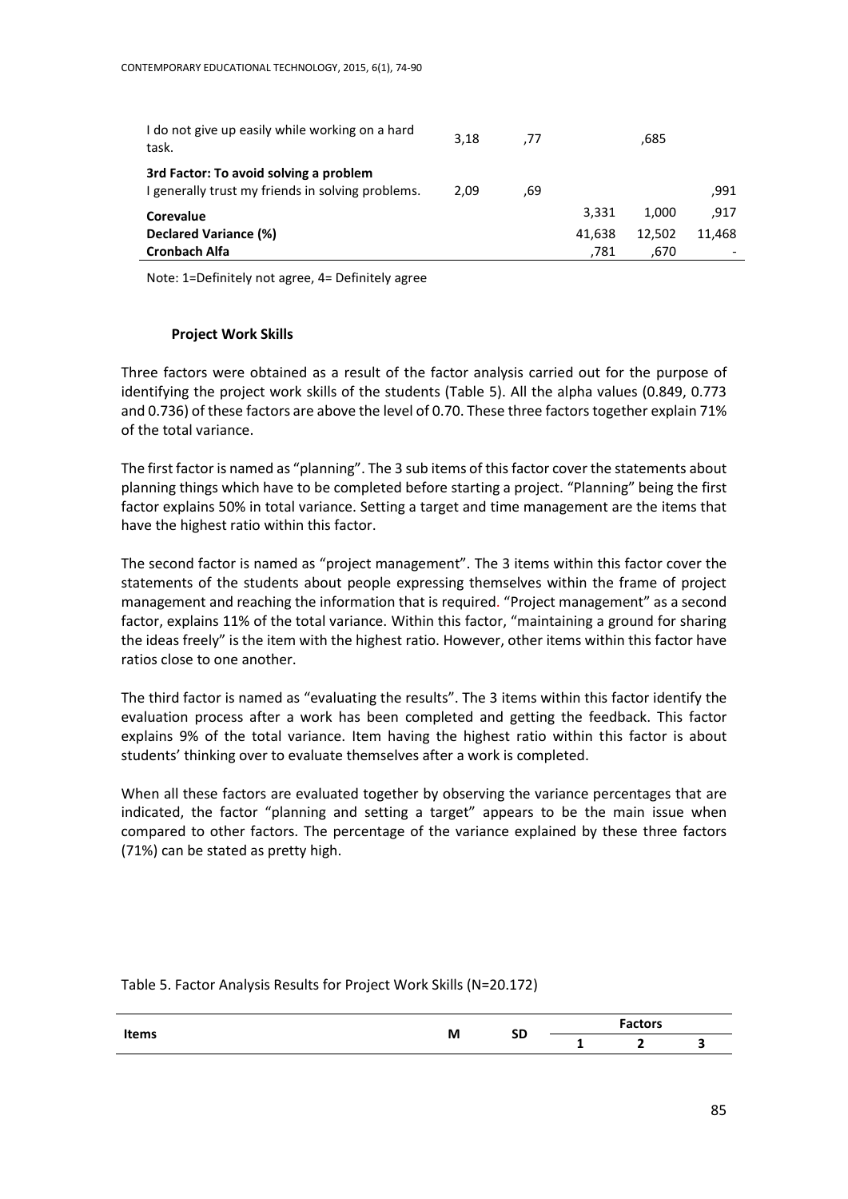| | | | | | |
|---|---|---|---|---|---|
| I do not give up easily while working on a hard task. | 3,18 | ,77 | | ,685 | |
| **3rd Factor: To avoid solving a problem** | | | | | |
| I generally trust my friends in solving problems. | 2,09 | ,69 | | | ,991 |
| **Corevalue** | | | 3,331 | 1,000 | ,917 |
| **Declared Variance (%)** | | | 41,638 | 12,502 | 11,468 |
| **Cronbach Alfa** | | | ,781 | ,670 | - |

Note: 1=Definitely not agree, 4= Definitely agree

#### Project Work Skills

Three factors were obtained as a result of the factor analysis carried out for the purpose of identifying the project work skills of the students (Table 5). All the alpha values (0.849, 0.773 and 0.736) of these factors are above the level of 0.70. These three factors together explain 71% of the total variance.

The first factor is named as "planning". The 3 sub items of this factor cover the statements about planning things which have to be completed before starting a project. "Planning" being the first factor explains 50% in total variance. Setting a target and time management are the items that have the highest ratio within this factor.

The second factor is named as "project management". The 3 items within this factor cover the statements of the students about people expressing themselves within the frame of project management and reaching the information that is required. "Project management" as a second factor, explains 11% of the total variance. Within this factor, "maintaining a ground for sharing the ideas freely" is the item with the highest ratio. However, other items within this factor have ratios close to one another.

The third factor is named as "evaluating the results". The 3 items within this factor identify the evaluation process after a work has been completed and getting the feedback. This factor explains 9% of the total variance. Item having the highest ratio within this factor is about students' thinking over to evaluate themselves after a work is completed.

When all these factors are evaluated together by observing the variance percentages that are indicated, the factor "planning and setting a target" appears to be the main issue when compared to other factors. The percentage of the variance explained by these three factors (71%) can be stated as pretty high.

Table 5. Factor Analysis Results for Project Work Skills (N=20.172)

| Items | M | SD | Factors | | |
|---|---|---|---|---|---|
| | | | 1 | 2 | 3 |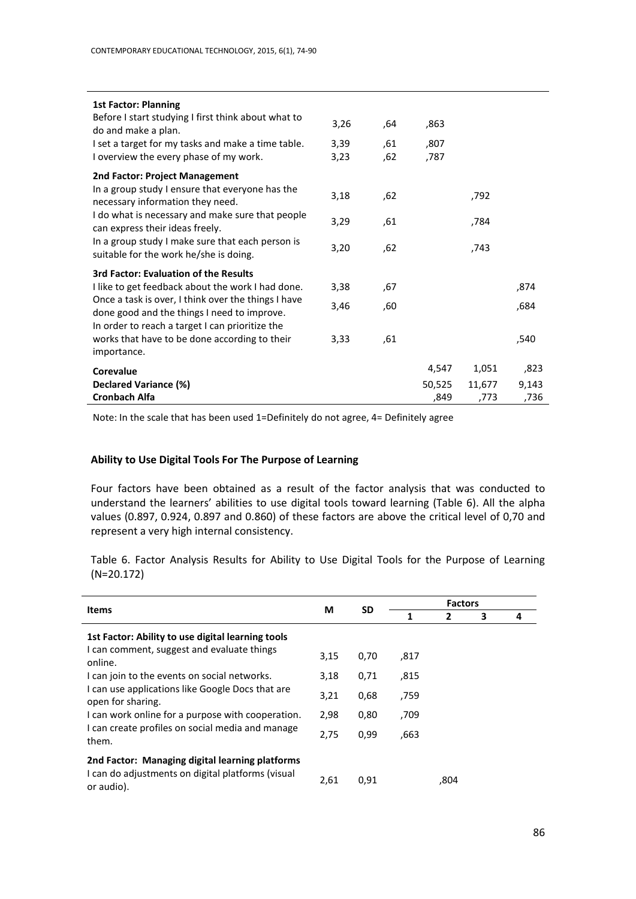| | | | | | |
|---|---|---|---|---|---|
| **1st Factor: Planning** | | | | | |
| Before I start studying I first think about what to do and make a plan. | 3,26 | ,64 | ,863 | | |
| I set a target for my tasks and make a time table. | 3,39 | ,61 | ,807 | | |
| I overview the every phase of my work. | 3,23 | ,62 | ,787 | | |
| **2nd Factor: Project Management** | | | | | |
| In a group study I ensure that everyone has the necessary information they need. | 3,18 | ,62 | | ,792 | |
| I do what is necessary and make sure that people can express their ideas freely. | 3,29 | ,61 | | ,784 | |
| In a group study I make sure that each person is suitable for the work he/she is doing. | 3,20 | ,62 | | ,743 | |
| **3rd Factor: Evaluation of the Results** | | | | | |
| I like to get feedback about the work I had done. | 3,38 | ,67 | | | ,874 |
| Once a task is over, I think over the things I have done good and the things I need to improve. | 3,46 | ,60 | | | ,684 |
| In order to reach a target I can prioritize the works that have to be done according to their importance. | 3,33 | ,61 | | | ,540 |
| **Corevalue** | | | 4,547 | 1,051 | ,823 |
| **Declared Variance (%)** | | | 50,525 | 11,677 | 9,143 |
| **Cronbach Alfa** | | | ,849 | ,773 | ,736 |

Note: In the scale that has been used 1=Definitely do not agree, 4= Definitely agree

### Ability to Use Digital Tools For The Purpose of Learning

Four factors have been obtained as a result of the factor analysis that was conducted to understand the learners' abilities to use digital tools toward learning (Table 6). All the alpha values (0.897, 0.924, 0.897 and 0.860) of these factors are above the critical level of 0,70 and represent a very high internal consistency.

Table 6. Factor Analysis Results for Ability to Use Digital Tools for the Purpose of Learning (N=20.172)

| Items | M | SD | Factors | | | |
|---|---|---|---|---|---|---|
| | | | 1 | 2 | 3 | 4 |
| **1st Factor: Ability to use digital learning tools** | | | | | | |
| I can comment, suggest and evaluate things online. | 3,15 | 0,70 | ,817 | | | |
| I can join to the events on social networks. | 3,18 | 0,71 | ,815 | | | |
| I can use applications like Google Docs that are open for sharing. | 3,21 | 0,68 | ,759 | | | |
| I can work online for a purpose with cooperation. | 2,98 | 0,80 | ,709 | | | |
| I can create profiles on social media and manage them. | 2,75 | 0,99 | ,663 | | | |
| **2nd Factor: Managing digital learning platforms** | | | | | | |
| I can do adjustments on digital platforms (visual or audio). | 2,61 | 0,91 | | ,804 | | |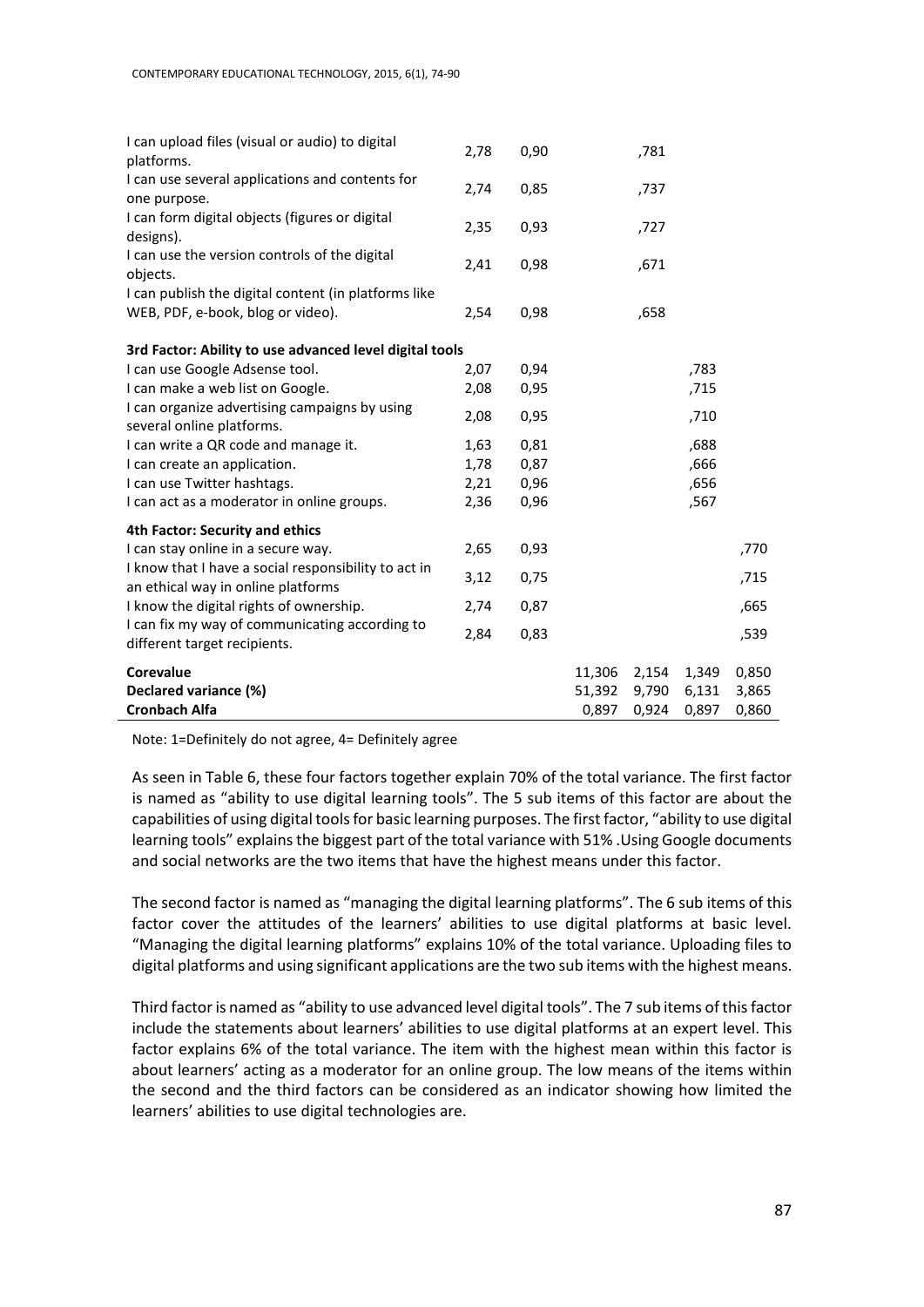| | | | | | | |
|---|---|---|---|---|---|---|
| I can upload files (visual or audio) to digital platforms. | 2,78 | 0,90 | | ,781 | | |
| I can use several applications and contents for one purpose. | 2,74 | 0,85 | | ,737 | | |
| I can form digital objects (figures or digital designs). | 2,35 | 0,93 | | ,727 | | |
| I can use the version controls of the digital objects. | 2,41 | 0,98 | | ,671 | | |
| I can publish the digital content (in platforms like WEB, PDF, e-book, blog or video). | 2,54 | 0,98 | | ,658 | | |
| **3rd Factor: Ability to use advanced level digital tools** | | | | | | |
| I can use Google Adsense tool. | 2,07 | 0,94 | | | ,783 | |
| I can make a web list on Google. | 2,08 | 0,95 | | | ,715 | |
| I can organize advertising campaigns by using several online platforms. | 2,08 | 0,95 | | | ,710 | |
| I can write a QR code and manage it. | 1,63 | 0,81 | | | ,688 | |
| I can create an application. | 1,78 | 0,87 | | | ,666 | |
| I can use Twitter hashtags. | 2,21 | 0,96 | | | ,656 | |
| I can act as a moderator in online groups. | 2,36 | 0,96 | | | ,567 | |
| **4th Factor: Security and ethics** | | | | | | |
| I can stay online in a secure way. | 2,65 | 0,93 | | | | ,770 |
| I know that I have a social responsibility to act in an ethical way in online platforms | 3,12 | 0,75 | | | | ,715 |
| I know the digital rights of ownership. | 2,74 | 0,87 | | | | ,665 |
| I can fix my way of communicating according to different target recipients. | 2,84 | 0,83 | | | | ,539 |
| **Corevalue** | | | 11,306 | 2,154 | 1,349 | 0,850 |
| **Declared variance (%)** | | | 51,392 | 9,790 | 6,131 | 3,865 |
| **Cronbach Alfa** | | | 0,897 | 0,924 | 0,897 | 0,860 |

Note: 1=Definitely do not agree, 4= Definitely agree

As seen in Table 6, these four factors together explain 70% of the total variance. The first factor is named as "ability to use digital learning tools". The 5 sub items of this factor are about the capabilities of using digital tools for basic learning purposes. The first factor, "ability to use digital learning tools" explains the biggest part of the total variance with 51% .Using Google documents and social networks are the two items that have the highest means under this factor.

The second factor is named as "managing the digital learning platforms". The 6 sub items of this factor cover the attitudes of the learners' abilities to use digital platforms at basic level. "Managing the digital learning platforms" explains 10% of the total variance. Uploading files to digital platforms and using significant applications are the two sub items with the highest means.

Third factor is named as "ability to use advanced level digital tools". The 7 sub items of this factor include the statements about learners' abilities to use digital platforms at an expert level. This factor explains 6% of the total variance. The item with the highest mean within this factor is about learners' acting as a moderator for an online group. The low means of the items within the second and the third factors can be considered as an indicator showing how limited the learners' abilities to use digital technologies are.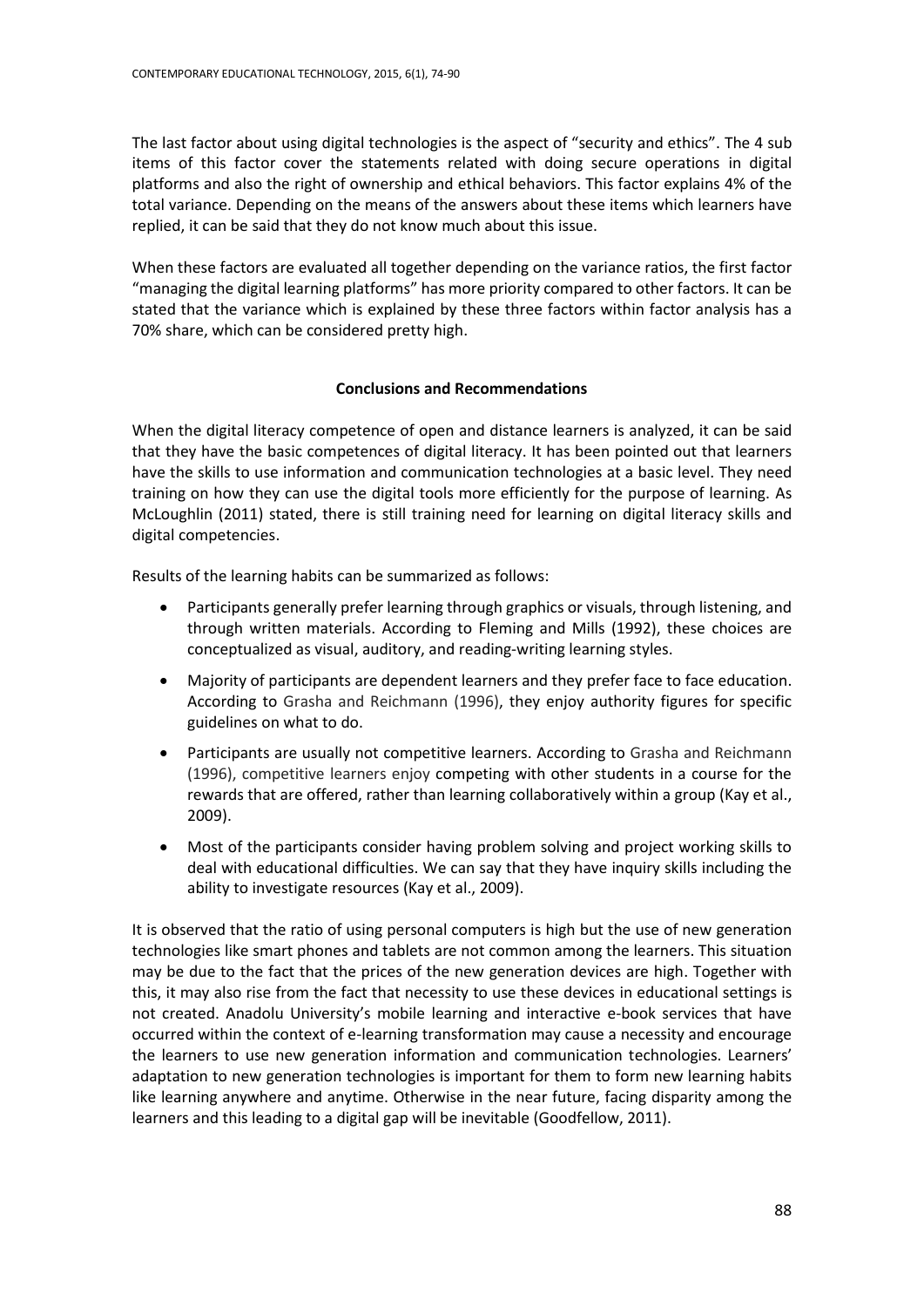The last factor about using digital technologies is the aspect of "security and ethics". The 4 sub items of this factor cover the statements related with doing secure operations in digital platforms and also the right of ownership and ethical behaviors. This factor explains 4% of the total variance. Depending on the means of the answers about these items which learners have replied, it can be said that they do not know much about this issue.

When these factors are evaluated all together depending on the variance ratios, the first factor "managing the digital learning platforms" has more priority compared to other factors. It can be stated that the variance which is explained by these three factors within factor analysis has a 70% share, which can be considered pretty high.

## Conclusions and Recommendations

When the digital literacy competence of open and distance learners is analyzed, it can be said that they have the basic competences of digital literacy. It has been pointed out that learners have the skills to use information and communication technologies at a basic level. They need training on how they can use the digital tools more efficiently for the purpose of learning. As McLoughlin (2011) stated, there is still training need for learning on digital literacy skills and digital competencies.

Results of the learning habits can be summarized as follows:

- Participants generally prefer learning through graphics or visuals, through listening, and through written materials. According to Fleming and Mills (1992), these choices are conceptualized as visual, auditory, and reading-writing learning styles.
- Majority of participants are dependent learners and they prefer face to face education. According to Grasha and Reichmann (1996), they enjoy authority figures for specific guidelines on what to do.
- Participants are usually not competitive learners. According to Grasha and Reichmann (1996), competitive learners enjoy competing with other students in a course for the rewards that are offered, rather than learning collaboratively within a group (Kay et al., 2009).
- Most of the participants consider having problem solving and project working skills to deal with educational difficulties. We can say that they have inquiry skills including the ability to investigate resources (Kay et al., 2009).

It is observed that the ratio of using personal computers is high but the use of new generation technologies like smart phones and tablets are not common among the learners. This situation may be due to the fact that the prices of the new generation devices are high. Together with this, it may also rise from the fact that necessity to use these devices in educational settings is not created. Anadolu University's mobile learning and interactive e-book services that have occurred within the context of e-learning transformation may cause a necessity and encourage the learners to use new generation information and communication technologies. Learners' adaptation to new generation technologies is important for them to form new learning habits like learning anywhere and anytime. Otherwise in the near future, facing disparity among the learners and this leading to a digital gap will be inevitable (Goodfellow, 2011).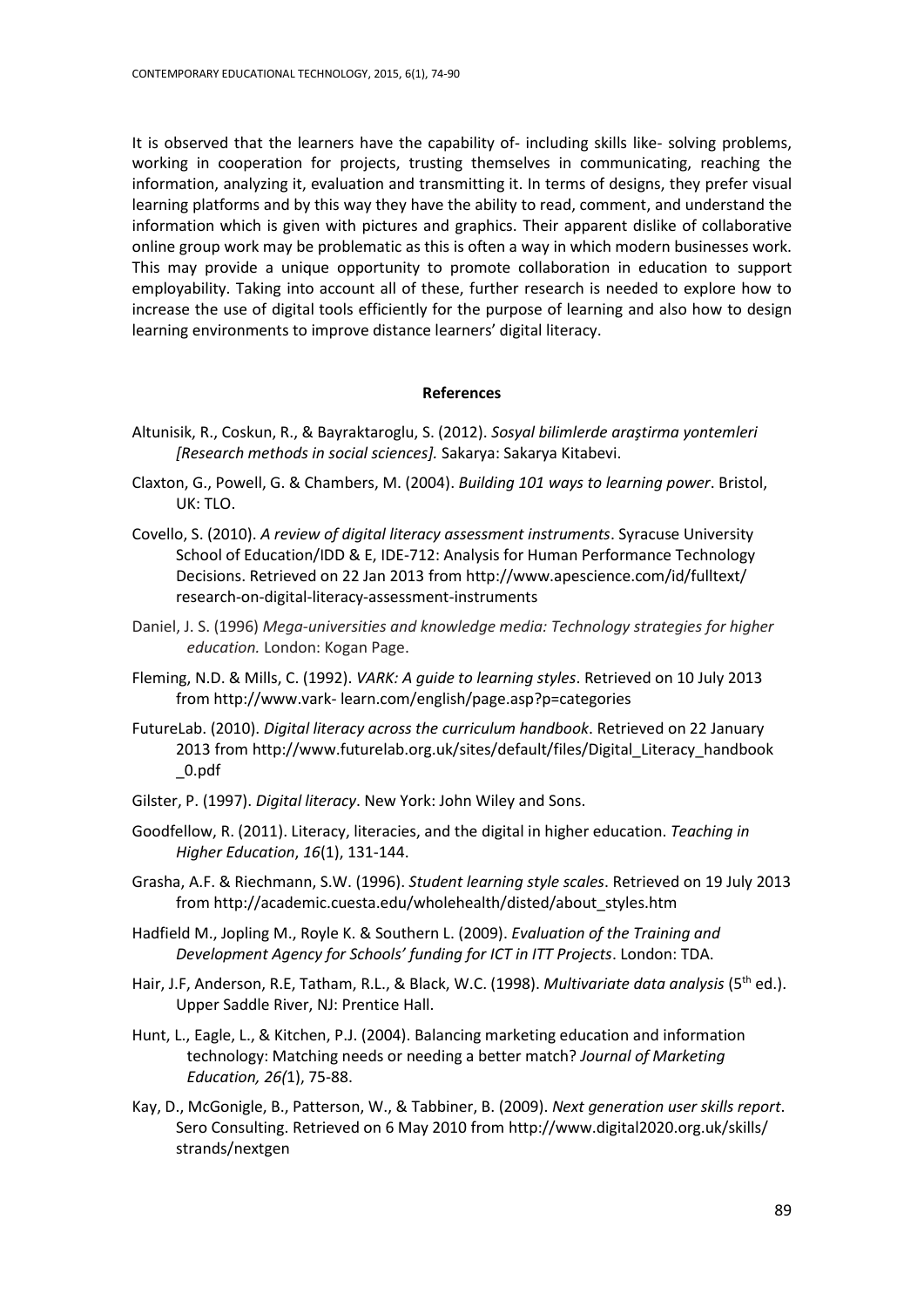It is observed that the learners have the capability of- including skills like- solving problems, working in cooperation for projects, trusting themselves in communicating, reaching the information, analyzing it, evaluation and transmitting it. In terms of designs, they prefer visual learning platforms and by this way they have the ability to read, comment, and understand the information which is given with pictures and graphics. Their apparent dislike of collaborative online group work may be problematic as this is often a way in which modern businesses work. This may provide a unique opportunity to promote collaboration in education to support employability. Taking into account all of these, further research is needed to explore how to increase the use of digital tools efficiently for the purpose of learning and also how to design learning environments to improve distance learners' digital literacy.

## References

Altunisik, R., Coskun, R., & Bayraktaroglu, S. (2012). *Sosyal bilimlerde araştirma yontemleri [Research methods in social sciences].* Sakarya: Sakarya Kitabevi.

Claxton, G., Powell, G. & Chambers, M. (2004). *Building 101 ways to learning power*. Bristol, UK: TLO.

Covello, S. (2010). *A review of digital literacy assessment instruments*. Syracuse University School of Education/IDD & E, IDE-712: Analysis for Human Performance Technology Decisions. Retrieved on 22 Jan 2013 from http://www.apescience.com/id/fulltext/research-on-digital-literacy-assessment-instruments

Daniel, J. S. (1996) *Mega-universities and knowledge media: Technology strategies for higher education.* London: Kogan Page.

Fleming, N.D. & Mills, C. (1992). *VARK: A guide to learning styles*. Retrieved on 10 July 2013 from http://www.vark- learn.com/english/page.asp?p=categories

FutureLab. (2010). *Digital literacy across the curriculum handbook*. Retrieved on 22 January 2013 from http://www.futurelab.org.uk/sites/default/files/Digital_Literacy_handbook_0.pdf

Gilster, P. (1997). *Digital literacy*. New York: John Wiley and Sons.

Goodfellow, R. (2011). Literacy, literacies, and the digital in higher education. *Teaching in Higher Education*, *16*(1), 131-144.

Grasha, A.F. & Riechmann, S.W. (1996). *Student learning style scales*. Retrieved on 19 July 2013 from http://academic.cuesta.edu/wholehealth/disted/about_styles.htm

Hadfield M., Jopling M., Royle K. & Southern L. (2009). *Evaluation of the Training and Development Agency for Schools' funding for ICT in ITT Projects*. London: TDA.

Hair, J.F, Anderson, R.E, Tatham, R.L., & Black, W.C. (1998). *Multivariate data analysis* (5th ed.). Upper Saddle River, NJ: Prentice Hall.

Hunt, L., Eagle, L., & Kitchen, P.J. (2004). Balancing marketing education and information technology: Matching needs or needing a better match? *Journal of Marketing Education, 26(*1), 75-88.

Kay, D., McGonigle, B., Patterson, W., & Tabbiner, B. (2009). *Next generation user skills report*. Sero Consulting. Retrieved on 6 May 2010 from http://www.digital2020.org.uk/skills/strands/nextgen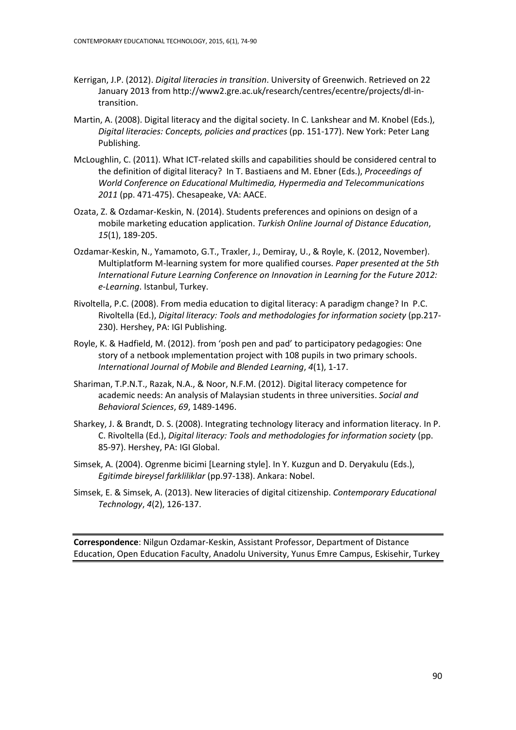Kerrigan, J.P. (2012). *Digital literacies in transition*. University of Greenwich. Retrieved on 22 January 2013 from http://www2.gre.ac.uk/research/centres/ecentre/projects/dl-in-transition.

Martin, A. (2008). Digital literacy and the digital society. In C. Lankshear and M. Knobel (Eds.), *Digital literacies: Concepts, policies and practices* (pp. 151-177). New York: Peter Lang Publishing.

McLoughlin, C. (2011). What ICT-related skills and capabilities should be considered central to the definition of digital literacy? In T. Bastiaens and M. Ebner (Eds.), *Proceedings of World Conference on Educational Multimedia, Hypermedia and Telecommunications 2011* (pp. 471-475). Chesapeake, VA: AACE.

Ozata, Z. & Ozdamar-Keskin, N. (2014). Students preferences and opinions on design of a mobile marketing education application. *Turkish Online Journal of Distance Education*, *15*(1), 189-205.

Ozdamar-Keskin, N., Yamamoto, G.T., Traxler, J., Demiray, U., & Royle, K. (2012, November). Multiplatform M-learning system for more qualified courses. *Paper presented at the 5th International Future Learning Conference on Innovation in Learning for the Future 2012: e-Learning*. Istanbul, Turkey.

Rivoltella, P.C. (2008). From media education to digital literacy: A paradigm change? In P.C. Rivoltella (Ed.), *Digital literacy: Tools and methodologies for information society* (pp.217-230). Hershey, PA: IGI Publishing.

Royle, K. & Hadfield, M. (2012). from 'posh pen and pad' to participatory pedagogies: One story of a netbook ımplementation project with 108 pupils in two primary schools. *International Journal of Mobile and Blended Learning*, *4*(1), 1-17.

Shariman, T.P.N.T., Razak, N.A., & Noor, N.F.M. (2012). Digital literacy competence for academic needs: An analysis of Malaysian students in three universities. *Social and Behavioral Sciences*, *69*, 1489-1496.

Sharkey, J. & Brandt, D. S. (2008). Integrating technology literacy and information literacy. In P. C. Rivoltella (Ed.), *Digital literacy: Tools and methodologies for information society* (pp. 85-97). Hershey, PA: IGI Global.

Simsek, A. (2004). Ogrenme bicimi [Learning style]. In Y. Kuzgun and D. Deryakulu (Eds.), *Egitimde bireysel farkliliklar* (pp.97-138). Ankara: Nobel.

Simsek, E. & Simsek, A. (2013). New literacies of digital citizenship. *Contemporary Educational Technology*, *4*(2), 126-137.

---

**Correspondence**: Nilgun Ozdamar-Keskin, Assistant Professor, Department of Distance Education, Open Education Faculty, Anadolu University, Yunus Emre Campus, Eskisehir, Turkey